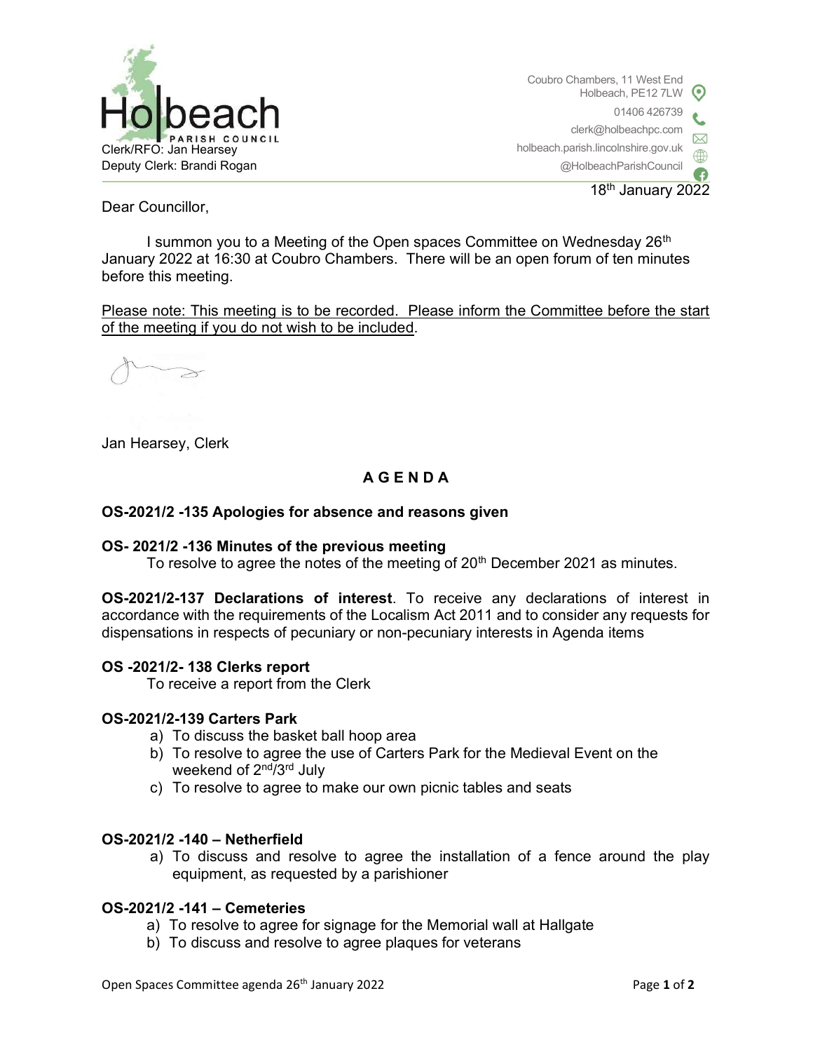**Holbeach PARISH COUNCIL**

Clerk/RFO: Jan Hearsey
Deputy Clerk: Brandi Rogan

Coubro Chambers, 11 West End
Holbeach, PE12 7LW
01406 426739
clerk@holbeachpc.com
holbeach.parish.lincolnshire.gov.uk
@HolbeachParishCouncil

18th January 2022

Dear Councillor,

I summon you to a Meeting of the Open spaces Committee on Wednesday 26th January 2022 at 16:30 at Coubro Chambers. There will be an open forum of ten minutes before this meeting.

<u>Please note: This meeting is to be recorded. Please inform the Committee before the start of the meeting if you do not wish to be included</u>.

Jan Hearsey, Clerk

## A G E N D A

**OS-2021/2 -135 Apologies for absence and reasons given**

**OS- 2021/2 -136 Minutes of the previous meeting**

To resolve to agree the notes of the meeting of 20th December 2021 as minutes.

**OS-2021/2-137 Declarations of interest**. To receive any declarations of interest in accordance with the requirements of the Localism Act 2011 and to consider any requests for dispensations in respects of pecuniary or non-pecuniary interests in Agenda items

**OS -2021/2- 138 Clerks report**

To receive a report from the Clerk

**OS-2021/2-139 Carters Park**

a) To discuss the basket ball hoop area
b) To resolve to agree the use of Carters Park for the Medieval Event on the weekend of 2nd/3rd July
c) To resolve to agree to make our own picnic tables and seats

**OS-2021/2 -140 – Netherfield**

a) To discuss and resolve to agree the installation of a fence around the play equipment, as requested by a parishioner

**OS-2021/2 -141 – Cemeteries**

a) To resolve to agree for signage for the Memorial wall at Hallgate
b) To discuss and resolve to agree plaques for veterans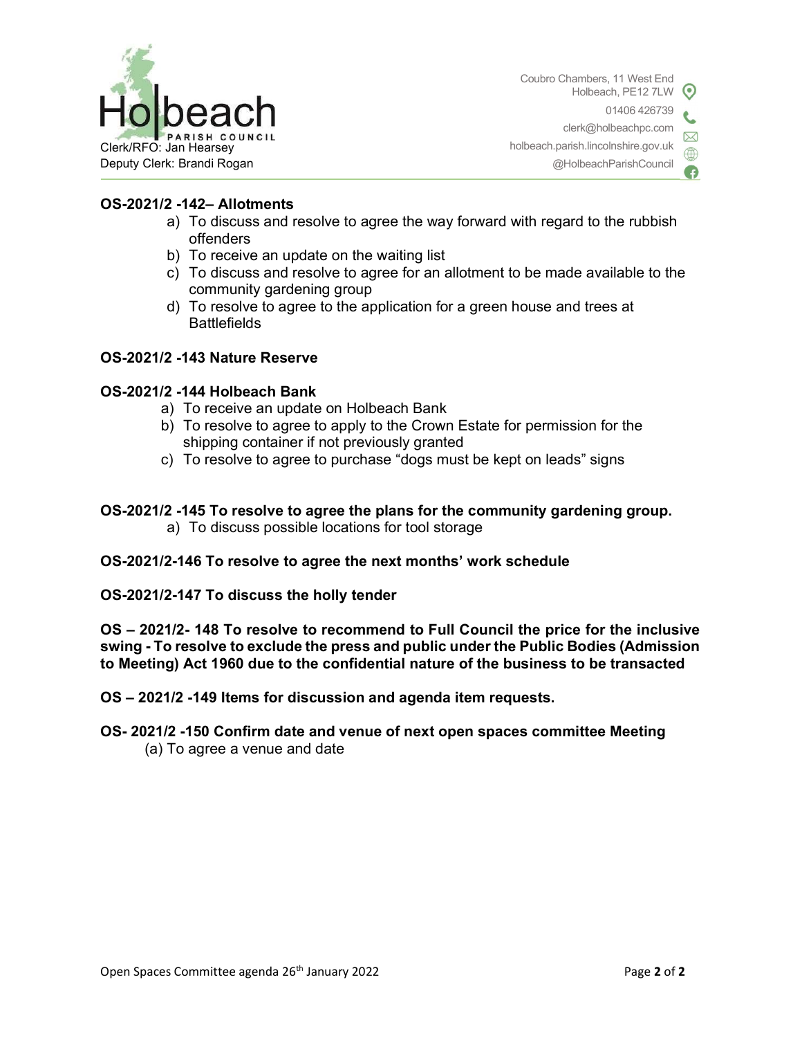**OS-2021/2 -142– Allotments**

a) To discuss and resolve to agree the way forward with regard to the rubbish offenders
b) To receive an update on the waiting list
c) To discuss and resolve to agree for an allotment to be made available to the community gardening group
d) To resolve to agree to the application for a green house and trees at Battlefields

**OS-2021/2 -143 Nature Reserve**

**OS-2021/2 -144 Holbeach Bank**

a) To receive an update on Holbeach Bank
b) To resolve to agree to apply to the Crown Estate for permission for the shipping container if not previously granted
c) To resolve to agree to purchase "dogs must be kept on leads" signs

**OS-2021/2 -145 To resolve to agree the plans for the community gardening group.**

a) To discuss possible locations for tool storage

**OS-2021/2-146 To resolve to agree the next months' work schedule**

**OS-2021/2-147 To discuss the holly tender**

**OS – 2021/2- 148 To resolve to recommend to Full Council the price for the inclusive swing - To resolve to exclude the press and public under the Public Bodies (Admission to Meeting) Act 1960 due to the confidential nature of the business to be transacted**

**OS – 2021/2 -149 Items for discussion and agenda item requests.**

**OS- 2021/2 -150 Confirm date and venue of next open spaces committee Meeting**

(a) To agree a venue and date